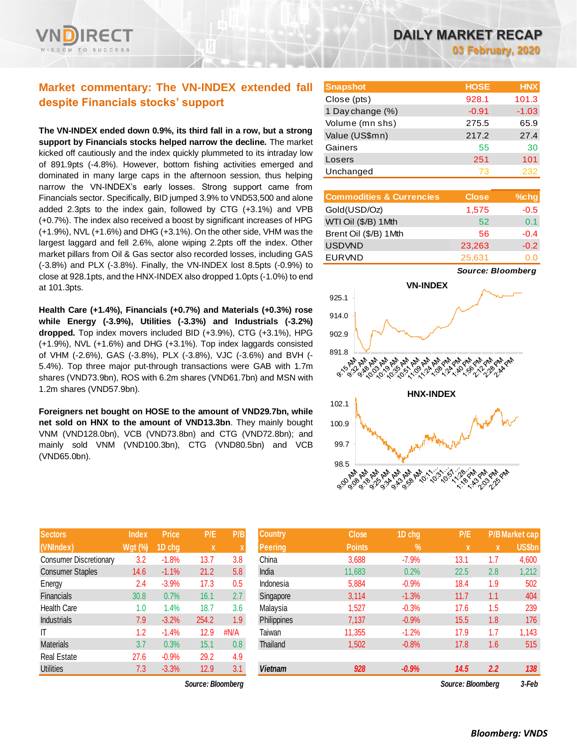# DAILY MARKET RECAP

**03 February, 2020**

## Market commentary: The VN-INDEX extended fall despite Financials stocks' support

**The VN-INDEX ended down 0.9%, its third fall in a row, but a strong support by Financials stocks helped narrow the decline.** The market kicked off cautiously and the index quickly plummeted to its intraday low of 891.9pts (-4.8%). However, bottom fishing activities emerged and dominated in many large caps in the afternoon session, thus helping narrow the VN-INDEX's early losses. Strong support came from Financials sector. Specifically, BID jumped 3.9% to VND53,500 and alone added 2.3pts to the index gain, followed by CTG (+3.1%) and VPB (+0.7%). The index also received a boost by significant increases of HPG (+1.9%), NVL (+1.6%) and DHG (+3.1%). On the other side, VHM was the largest laggard and fell 2.6%, alone wiping 2.2pts off the index. Other market pillars from Oil & Gas sector also recorded losses, including GAS (-3.8%) and PLX (-3.8%). Finally, the VN-INDEX lost 8.5pts (-0.9%) to close at 928.1pts, and the HNX-INDEX also dropped 1.0pts (-1.0%) to end at 101.3pts.

**Health Care (+1.4%), Financials (+0.7%) and Materials (+0.3%) rose while Energy (-3.9%), Utilities (-3.3%) and Industrials (-3.2%) dropped.** Top index movers included BID (+3.9%), CTG (+3.1%), HPG (+1.9%), NVL (+1.6%) and DHG (+3.1%). Top index laggards consisted of VHM (-2.6%), GAS (-3.8%), PLX (-3.8%), VJC (-3.6%) and BVH (-5.4%). Top three major put-through transactions were GAB with 1.7m shares (VND73.9bn), ROS with 6.2m shares (VND61.7bn) and MSN with 1.2m shares (VND57.9bn).

**Foreigners net bought on HOSE to the amount of VND29.7bn, while net sold on HNX to the amount of VND13.3bn.** They mainly bought VNM (VND128.0bn), VCB (VND73.8bn) and CTG (VND72.8bn); and mainly sold VNM (VND100.3bn), CTG (VND80.5bn) and VCB (VND65.0bn).

| Snapshot | HOSE | HNX |
|---|---|---|
| Close (pts) | 928.1 | 101.3 |
| 1 Day change (%) | -0.91 | -1.03 |
| Volume (mn shs) | 275.5 | 65.9 |
| Value (US$mn) | 217.2 | 27.4 |
| Gainers | 55 | 30 |
| Losers | 251 | 101 |
| Unchanged | 73 | 232 |

| Commodities & Currencies | Close | %chg |
|---|---|---|
| Gold(USD/Oz) | 1,575 | -0.5 |
| WTI Oil ($/B) 1Mth | 52 | 0.1 |
| Brent Oil ($/B) 1Mth | 56 | -0.4 |
| USDVND | 23,263 | -0.2 |
| EURVND | 25,631 | 0.0 |

*Source: Bloomberg*

| Sectors (VNIndex) | Index Wgt (%) | Price 1D chg | P/E x | P/B x |
|---|---|---|---|---|
| Consumer Discretionary | 3.2 | -1.8% | 13.7 | 3.8 |
| Consumer Staples | 14.6 | -1.1% | 21.2 | 5.8 |
| Energy | 2.4 | -3.9% | 17.3 | 0.5 |
| Financials | 30.8 | 0.7% | 16.1 | 2.7 |
| Health Care | 1.0 | 1.4% | 18.7 | 3.6 |
| Industrials | 7.9 | -3.2% | 254.2 | 1.9 |
| IT | 1.2 | -1.4% | 12.9 | #N/A |
| Materials | 3.7 | 0.3% | 15.1 | 0.8 |
| Real Estate | 27.6 | -0.9% | 29.2 | 4.9 |
| Utilities | 7.3 | -3.3% | 12.9 | 3.1 |

*Source: Bloomberg*

| Country Peering | Close Points | 1D chg % | P/E x | P/B x | Market cap US$bn |
|---|---|---|---|---|---|
| China | 3,688 | -7.9% | 13.1 | 1.7 | 4,600 |
| India | 11,683 | 0.2% | 22.5 | 2.8 | 1,212 |
| Indonesia | 5,884 | -0.9% | 18.4 | 1.9 | 502 |
| Singapore | 3,114 | -1.3% | 11.7 | 1.1 | 404 |
| Malaysia | 1,527 | -0.3% | 17.6 | 1.5 | 239 |
| Philippines | 7,137 | -0.9% | 15.5 | 1.8 | 176 |
| Taiwan | 11,355 | -1.2% | 17.9 | 1.7 | 1,143 |
| Thailand | 1,502 | -0.8% | 17.8 | 1.6 | 515 |
| ***Vietnam*** | ***928*** | ***-0.9%*** | ***14.5*** | ***2.2*** | ***138*** |

*Source: Bloomberg* *3-Feb*

***Bloomberg: VNDS***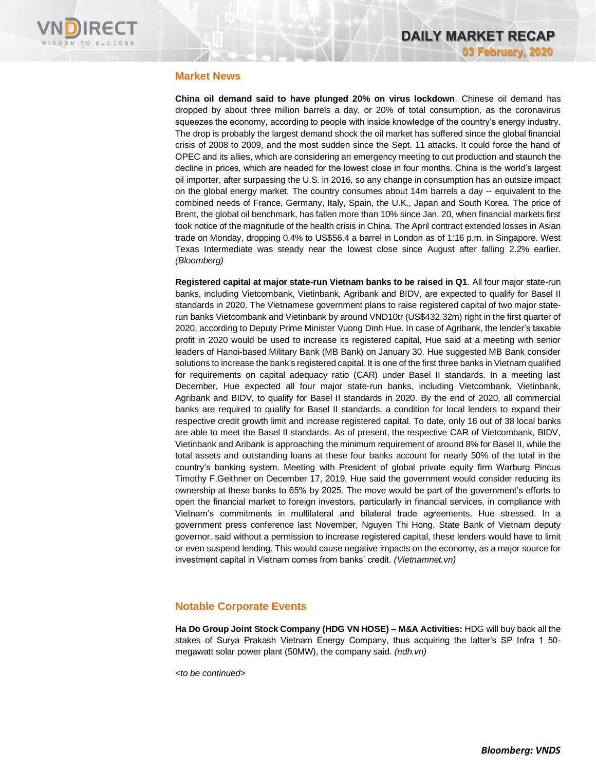## Market News

**China oil demand said to have plunged 20% on virus lockdown**. Chinese oil demand has dropped by about three million barrels a day, or 20% of total consumption, as the coronavirus squeezes the economy, according to people with inside knowledge of the country's energy industry. The drop is probably the largest demand shock the oil market has suffered since the global financial crisis of 2008 to 2009, and the most sudden since the Sept. 11 attacks. It could force the hand of OPEC and its allies, which are considering an emergency meeting to cut production and staunch the decline in prices, which are headed for the lowest close in four months. China is the world's largest oil importer, after surpassing the U.S. in 2016, so any change in consumption has an outsize impact on the global energy market. The country consumes about 14m barrels a day -- equivalent to the combined needs of France, Germany, Italy, Spain, the U.K., Japan and South Korea. The price of Brent, the global oil benchmark, has fallen more than 10% since Jan. 20, when financial markets first took notice of the magnitude of the health crisis in China. The April contract extended losses in Asian trade on Monday, dropping 0.4% to US$56.4 a barrel in London as of 1:16 p.m. in Singapore. West Texas Intermediate was steady near the lowest close since August after falling 2.2% earlier. *(Bloomberg)*

**Registered capital at major state-run Vietnam banks to be raised in Q1**. All four major state-run banks, including Vietcombank, Vietinbank, Agribank and BIDV, are expected to qualify for Basel II standards in 2020. The Vietnamese government plans to raise registered capital of two major state-run banks Vietcombank and Vietinbank by around VND10tr (US$432.32m) right in the first quarter of 2020, according to Deputy Prime Minister Vuong Dinh Hue. In case of Agribank, the lender's taxable profit in 2020 would be used to increase its registered capital, Hue said at a meeting with senior leaders of Hanoi-based Military Bank (MB Bank) on January 30. Hue suggested MB Bank consider solutions to increase the bank's registered capital. It is one of the first three banks in Vietnam qualified for requirements on capital adequacy ratio (CAR) under Basel II standards. In a meeting last December, Hue expected all four major state-run banks, including Vietcombank, Vietinbank, Agribank and BIDV, to qualify for Basel II standards in 2020. By the end of 2020, all commercial banks are required to qualify for Basel II standards, a condition for local lenders to expand their respective credit growth limit and increase registered capital. To date, only 16 out of 38 local banks are able to meet the Basel II standards. As of present, the respective CAR of Vietcombank, BIDV, Vietinbank and Aribank is approaching the minimum requirement of around 8% for Basel II, while the total assets and outstanding loans at these four banks account for nearly 50% of the total in the country's banking system. Meeting with President of global private equity firm Warburg Pincus Timothy F.Geithner on December 17, 2019, Hue said the government would consider reducing its ownership at these banks to 65% by 2025. The move would be part of the government's efforts to open the financial market to foreign investors, particularly in financial services, in compliance with Vietnam's commitments in multilateral and bilateral trade agreements, Hue stressed. In a government press conference last November, Nguyen Thi Hong, State Bank of Vietnam deputy governor, said without a permission to increase registered capital, these lenders would have to limit or even suspend lending. This would cause negative impacts on the economy, as a major source for investment capital in Vietnam comes from banks' credit. *(Vietnamnet.vn)*

## Notable Corporate Events

**Ha Do Group Joint Stock Company (HDG VN HOSE) – M&A Activities:** HDG will buy back all the stakes of Surya Prakash Vietnam Energy Company, thus acquiring the latter's SP Infra 1 50-megawatt solar power plant (50MW), the company said. *(ndh.vn)*

*<to be continued>*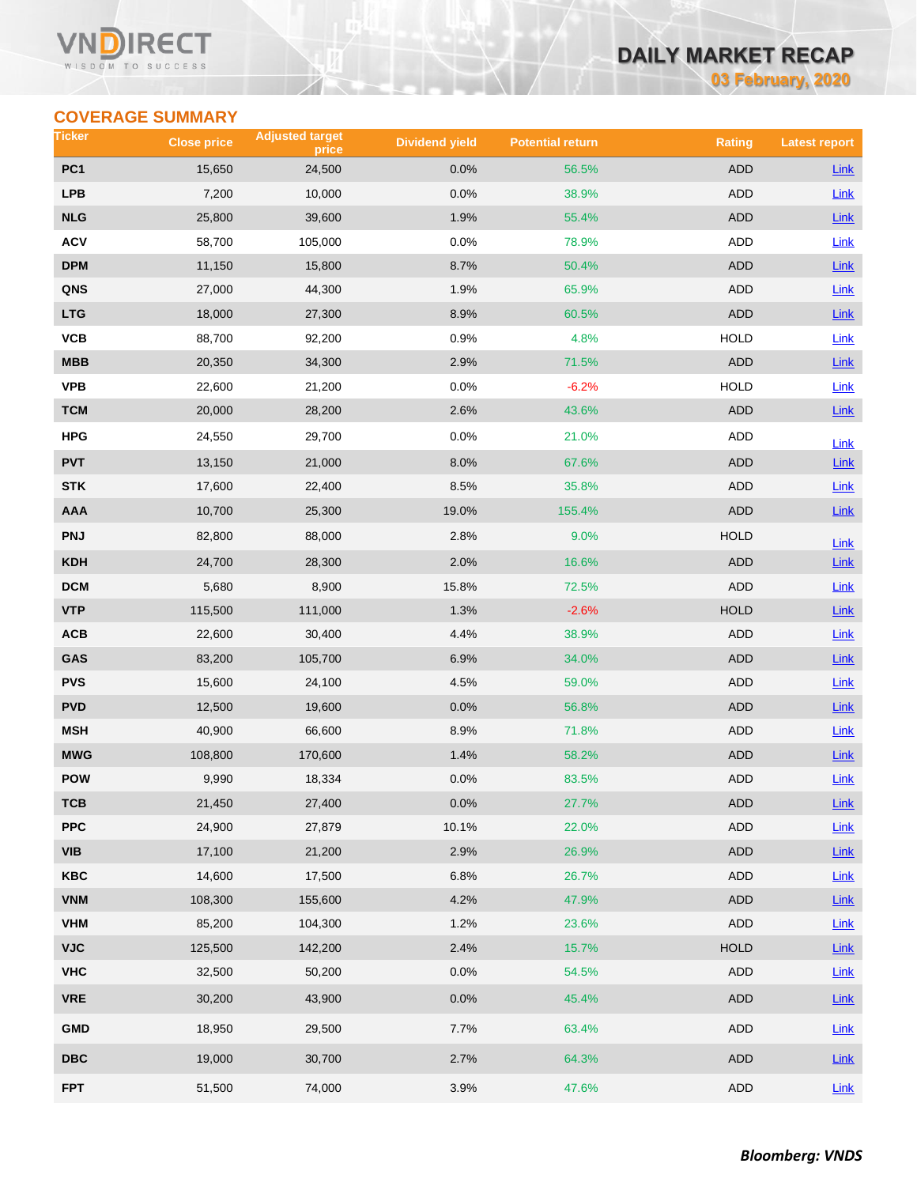## COVERAGE SUMMARY

| Ticker | Close price | Adjusted target price | Dividend yield | Potential return | Rating | Latest report |
|---|---|---|---|---|---|---|
| PC1 | 15,650 | 24,500 | 0.0% | 56.5% | ADD | Link |
| LPB | 7,200 | 10,000 | 0.0% | 38.9% | ADD | Link |
| NLG | 25,800 | 39,600 | 1.9% | 55.4% | ADD | Link |
| ACV | 58,700 | 105,000 | 0.0% | 78.9% | ADD | Link |
| DPM | 11,150 | 15,800 | 8.7% | 50.4% | ADD | Link |
| QNS | 27,000 | 44,300 | 1.9% | 65.9% | ADD | Link |
| LTG | 18,000 | 27,300 | 8.9% | 60.5% | ADD | Link |
| VCB | 88,700 | 92,200 | 0.9% | 4.8% | HOLD | Link |
| MBB | 20,350 | 34,300 | 2.9% | 71.5% | ADD | Link |
| VPB | 22,600 | 21,200 | 0.0% | -6.2% | HOLD | Link |
| TCM | 20,000 | 28,200 | 2.6% | 43.6% | ADD | Link |
| HPG | 24,550 | 29,700 | 0.0% | 21.0% | ADD | Link |
| PVT | 13,150 | 21,000 | 8.0% | 67.6% | ADD | Link |
| STK | 17,600 | 22,400 | 8.5% | 35.8% | ADD | Link |
| AAA | 10,700 | 25,300 | 19.0% | 155.4% | ADD | Link |
| PNJ | 82,800 | 88,000 | 2.8% | 9.0% | HOLD | Link |
| KDH | 24,700 | 28,300 | 2.0% | 16.6% | ADD | Link |
| DCM | 5,680 | 8,900 | 15.8% | 72.5% | ADD | Link |
| VTP | 115,500 | 111,000 | 1.3% | -2.6% | HOLD | Link |
| ACB | 22,600 | 30,400 | 4.4% | 38.9% | ADD | Link |
| GAS | 83,200 | 105,700 | 6.9% | 34.0% | ADD | Link |
| PVS | 15,600 | 24,100 | 4.5% | 59.0% | ADD | Link |
| PVD | 12,500 | 19,600 | 0.0% | 56.8% | ADD | Link |
| MSH | 40,900 | 66,600 | 8.9% | 71.8% | ADD | Link |
| MWG | 108,800 | 170,600 | 1.4% | 58.2% | ADD | Link |
| POW | 9,990 | 18,334 | 0.0% | 83.5% | ADD | Link |
| TCB | 21,450 | 27,400 | 0.0% | 27.7% | ADD | Link |
| PPC | 24,900 | 27,879 | 10.1% | 22.0% | ADD | Link |
| VIB | 17,100 | 21,200 | 2.9% | 26.9% | ADD | Link |
| KBC | 14,600 | 17,500 | 6.8% | 26.7% | ADD | Link |
| VNM | 108,300 | 155,600 | 4.2% | 47.9% | ADD | Link |
| VHM | 85,200 | 104,300 | 1.2% | 23.6% | ADD | Link |
| VJC | 125,500 | 142,200 | 2.4% | 15.7% | HOLD | Link |
| VHC | 32,500 | 50,200 | 0.0% | 54.5% | ADD | Link |
| VRE | 30,200 | 43,900 | 0.0% | 45.4% | ADD | Link |
| GMD | 18,950 | 29,500 | 7.7% | 63.4% | ADD | Link |
| DBC | 19,000 | 30,700 | 2.7% | 64.3% | ADD | Link |
| FPT | 51,500 | 74,000 | 3.9% | 47.6% | ADD | Link |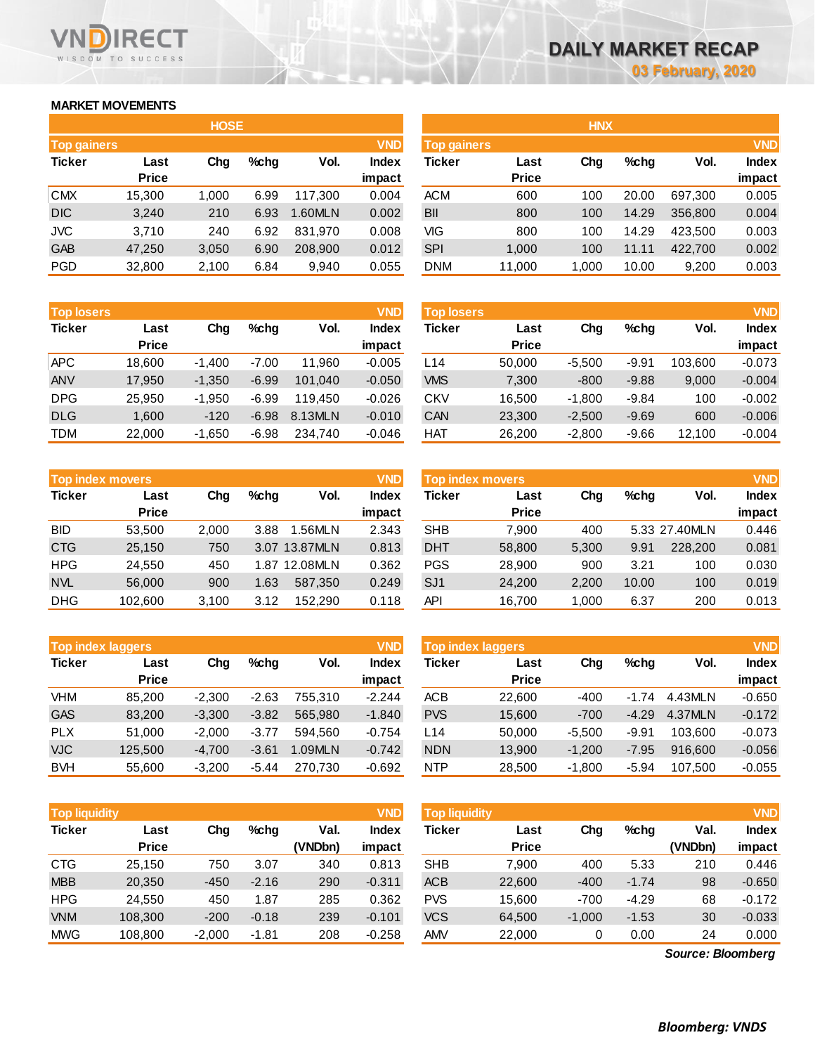# DAILY MARKET RECAP

03 February, 2020

## MARKET MOVEMENTS

### HOSE

| Top gainers | | | | | VND |
|---|---|---|---|---|---|
| Ticker | Last Price | Chg | %chg | Vol. | Index impact |
| CMX | 15,300 | 1,000 | 6.99 | 117,300 | 0.004 |
| DIC | 3,240 | 210 | 6.93 | 1.60MLN | 0.002 |
| JVC | 3,710 | 240 | 6.92 | 831,970 | 0.008 |
| GAB | 47,250 | 3,050 | 6.90 | 208,900 | 0.012 |
| PGD | 32,800 | 2,100 | 6.84 | 9,940 | 0.055 |

| Top losers | | | | | VND |
|---|---|---|---|---|---|
| Ticker | Last Price | Chg | %chg | Vol. | Index impact |
| APC | 18,600 | -1,400 | -7.00 | 11,960 | -0.005 |
| ANV | 17,950 | -1,350 | -6.99 | 101,040 | -0.050 |
| DPG | 25,950 | -1,950 | -6.99 | 119,450 | -0.026 |
| DLG | 1,600 | -120 | -6.98 | 8.13MLN | -0.010 |
| TDM | 22,000 | -1,650 | -6.98 | 234,740 | -0.046 |

| Top index movers | | | | | VND |
|---|---|---|---|---|---|
| Ticker | Last Price | Chg | %chg | Vol. | Index impact |
| BID | 53,500 | 2,000 | 3.88 | 1.56MLN | 2.343 |
| CTG | 25,150 | 750 | 3.07 | 13.87MLN | 0.813 |
| HPG | 24,550 | 450 | 1.87 | 12.08MLN | 0.362 |
| NVL | 56,000 | 900 | 1.63 | 587,350 | 0.249 |
| DHG | 102,600 | 3,100 | 3.12 | 152,290 | 0.118 |

| Top index laggers | | | | | VND |
|---|---|---|---|---|---|
| Ticker | Last Price | Chg | %chg | Vol. | Index impact |
| VHM | 85,200 | -2,300 | -2.63 | 755,310 | -2.244 |
| GAS | 83,200 | -3,300 | -3.82 | 565,980 | -1.840 |
| PLX | 51,000 | -2,000 | -3.77 | 594,560 | -0.754 |
| VJC | 125,500 | -4,700 | -3.61 | 1.09MLN | -0.742 |
| BVH | 55,600 | -3,200 | -5.44 | 270,730 | -0.692 |

| Top liquidity | | | | | VND |
|---|---|---|---|---|---|
| Ticker | Last Price | Chg | %chg | Val. (VNDbn) | Index impact |
| CTG | 25,150 | 750 | 3.07 | 340 | 0.813 |
| MBB | 20,350 | -450 | -2.16 | 290 | -0.311 |
| HPG | 24,550 | 450 | 1.87 | 285 | 0.362 |
| VNM | 108,300 | -200 | -0.18 | 239 | -0.101 |
| MWG | 108,800 | -2,000 | -1.81 | 208 | -0.258 |

### HNX

| Top gainers | | | | | VND |
|---|---|---|---|---|---|
| Ticker | Last Price | Chg | %chg | Vol. | Index impact |
| ACM | 600 | 100 | 20.00 | 697,300 | 0.005 |
| BII | 800 | 100 | 14.29 | 356,800 | 0.004 |
| VIG | 800 | 100 | 14.29 | 423,500 | 0.003 |
| SPI | 1,000 | 100 | 11.11 | 422,700 | 0.002 |
| DNM | 11,000 | 1,000 | 10.00 | 9,200 | 0.003 |

| Top losers | | | | | VND |
|---|---|---|---|---|---|
| Ticker | Last Price | Chg | %chg | Vol. | Index impact |
| L14 | 50,000 | -5,500 | -9.91 | 103,600 | -0.073 |
| VMS | 7,300 | -800 | -9.88 | 9,000 | -0.004 |
| CKV | 16,500 | -1,800 | -9.84 | 100 | -0.002 |
| CAN | 23,300 | -2,500 | -9.69 | 600 | -0.006 |
| HAT | 26,200 | -2,800 | -9.66 | 12,100 | -0.004 |

| Top index movers | | | | | VND |
|---|---|---|---|---|---|
| Ticker | Last Price | Chg | %chg | Vol. | Index impact |
| SHB | 7,900 | 400 | 5.33 | 27.40MLN | 0.446 |
| DHT | 58,800 | 5,300 | 9.91 | 228,200 | 0.081 |
| PGS | 28,900 | 900 | 3.21 | 100 | 0.030 |
| SJ1 | 24,200 | 2,200 | 10.00 | 100 | 0.019 |
| API | 16,700 | 1,000 | 6.37 | 200 | 0.013 |

| Top index laggers | | | | | VND |
|---|---|---|---|---|---|
| Ticker | Last Price | Chg | %chg | Vol. | Index impact |
| ACB | 22,600 | -400 | -1.74 | 4.43MLN | -0.650 |
| PVS | 15,600 | -700 | -4.29 | 4.37MLN | -0.172 |
| L14 | 50,000 | -5,500 | -9.91 | 103,600 | -0.073 |
| NDN | 13,900 | -1,200 | -7.95 | 916,600 | -0.056 |
| NTP | 28,500 | -1,800 | -5.94 | 107,500 | -0.055 |

| Top liquidity | | | | | VND |
|---|---|---|---|---|---|
| Ticker | Last Price | Chg | %chg | Val. (VNDbn) | Index impact |
| SHB | 7,900 | 400 | 5.33 | 210 | 0.446 |
| ACB | 22,600 | -400 | -1.74 | 98 | -0.650 |
| PVS | 15,600 | -700 | -4.29 | 68 | -0.172 |
| VCS | 64,500 | -1,000 | -1.53 | 30 | -0.033 |
| AMV | 22,000 | 0 | 0.00 | 24 | 0.000 |

*Source: Bloomberg*

***Bloomberg: VNDS***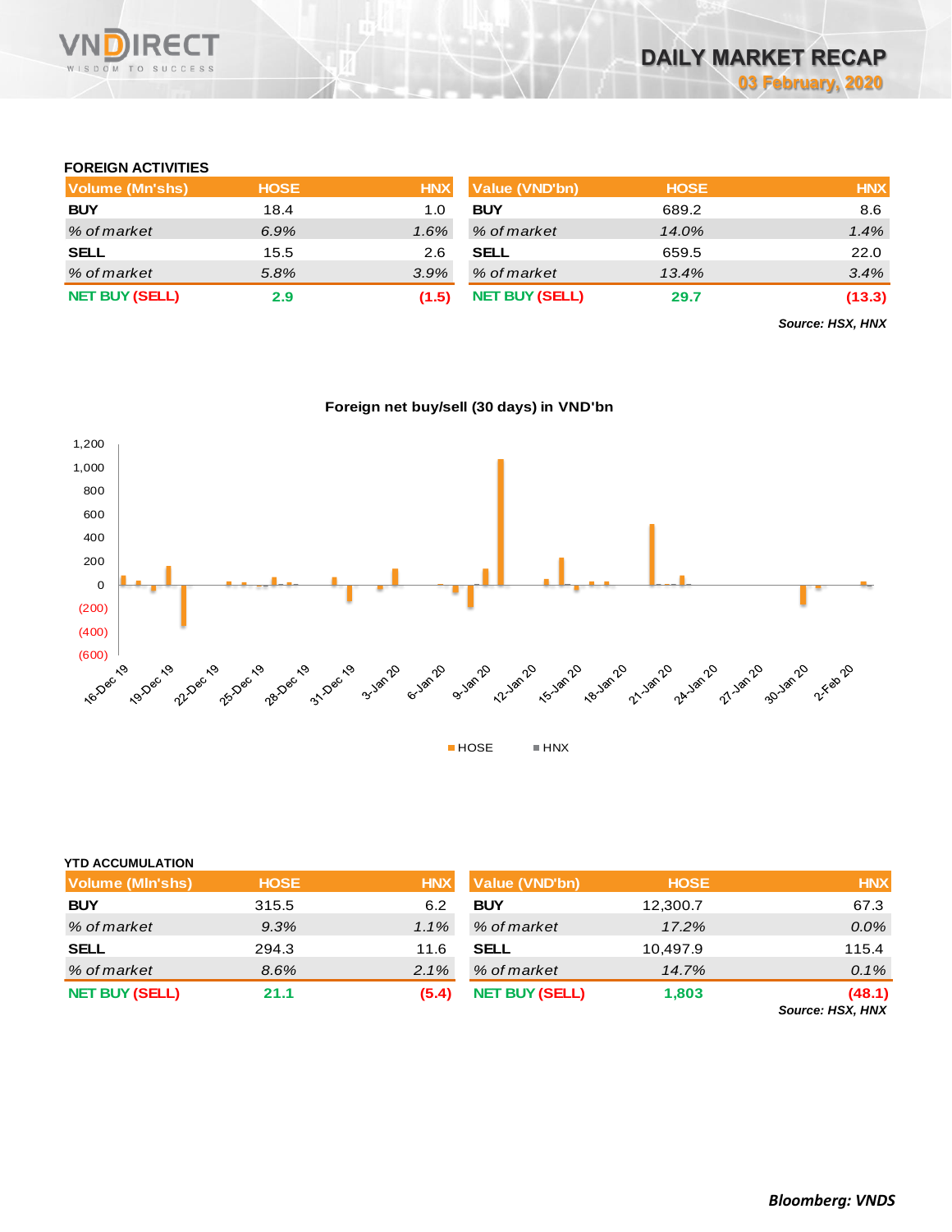## FOREIGN ACTIVITIES

| Volume (Mn'shs) | HOSE | HNX |
|---|---|---|
| **BUY** | 18.4 | 1.0 |
| *% of market* | *6.9%* | *1.6%* |
| **SELL** | 15.5 | 2.6 |
| *% of market* | *5.8%* | *3.9%* |
| **NET BUY (SELL)** | **2.9** | **(1.5)** |

| Value (VND'bn) | HOSE | HNX |
|---|---|---|
| **BUY** | 689.2 | 8.6 |
| *% of market* | *14.0%* | *1.4%* |
| **SELL** | 659.5 | 22.0 |
| *% of market* | *13.4%* | *3.4%* |
| **NET BUY (SELL)** | **29.7** | **(13.3)** |

***Source: HSX, HNX***

**Foreign net buy/sell (30 days) in VND'bn**

## YTD ACCUMULATION

| Volume (Mln'shs) | HOSE | HNX |
|---|---|---|
| **BUY** | 315.5 | 6.2 |
| *% of market* | *9.3%* | *1.1%* |
| **SELL** | 294.3 | 11.6 |
| *% of market* | *8.6%* | *2.1%* |
| **NET BUY (SELL)** | **21.1** | **(5.4)** |

| Value (VND'bn) | HOSE | HNX |
|---|---|---|
| **BUY** | 12,300.7 | 67.3 |
| *% of market* | *17.2%* | *0.0%* |
| **SELL** | 10,497.9 | 115.4 |
| *% of market* | *14.7%* | *0.1%* |
| **NET BUY (SELL)** | **1,803** | **(48.1)** |

***Source: HSX, HNX***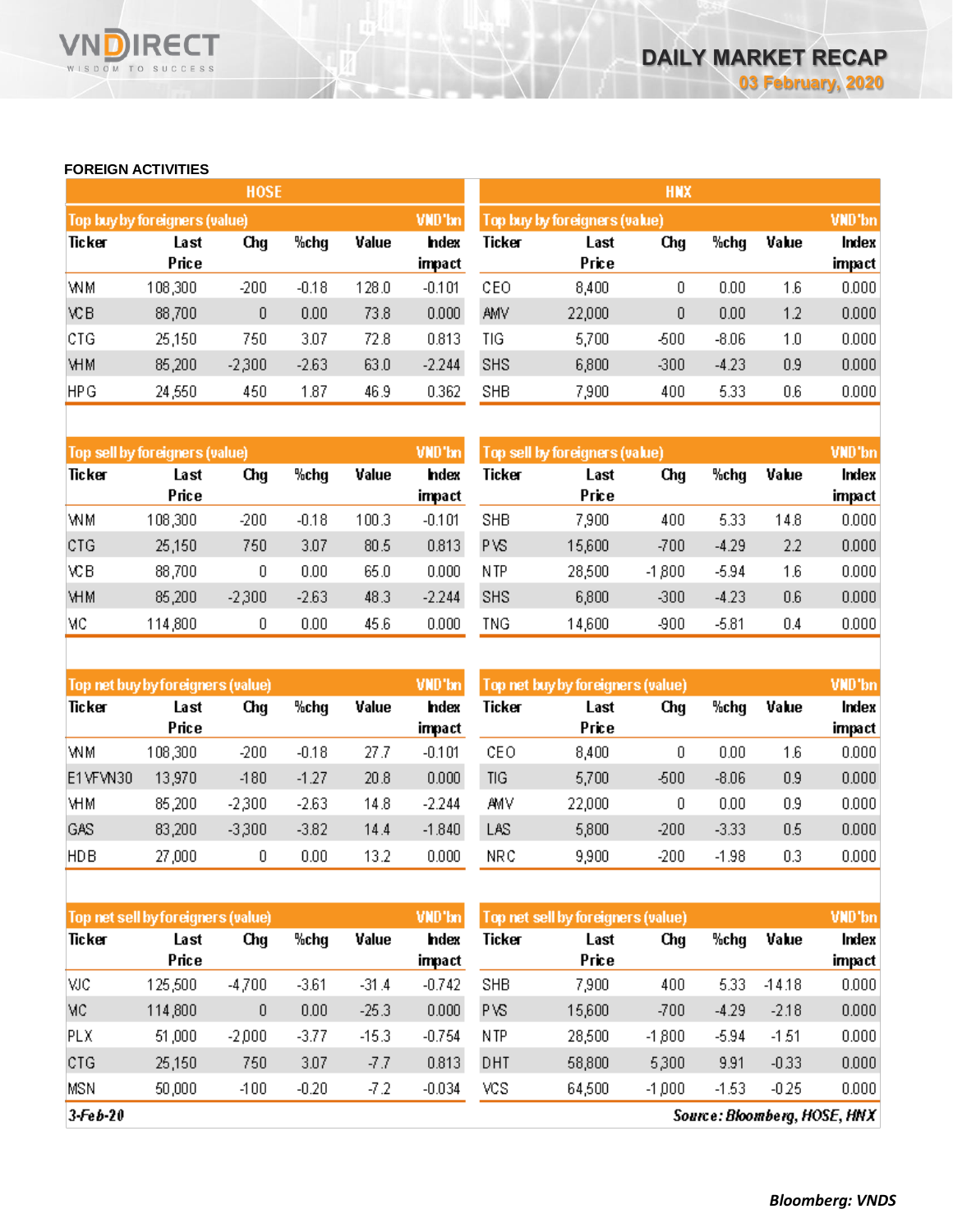## FOREIGN ACTIVITIES

### HOSE

| Top buy by foreigners (value) | | | | | VND'bn |
|---|---|---|---|---|---|
| Ticker | Last Price | Chg | %chg | Value | Index impact |
| VNM | 108,300 | -200 | -0.18 | 128.0 | -0.101 |
| VCB | 88,700 | 0 | 0.00 | 73.8 | 0.000 |
| CTG | 25,150 | 750 | 3.07 | 72.8 | 0.813 |
| VHM | 85,200 | -2,300 | -2.63 | 63.0 | -2.244 |
| HPG | 24,550 | 450 | 1.87 | 46.9 | 0.362 |

| Top sell by foreigners (value) | | | | | VND'bn |
|---|---|---|---|---|---|
| Ticker | Last Price | Chg | %chg | Value | Index impact |
| VNM | 108,300 | -200 | -0.18 | 100.3 | -0.101 |
| CTG | 25,150 | 750 | 3.07 | 80.5 | 0.813 |
| VCB | 88,700 | 0 | 0.00 | 65.0 | 0.000 |
| VHM | 85,200 | -2,300 | -2.63 | 48.3 | -2.244 |
| VIC | 114,800 | 0 | 0.00 | 45.6 | 0.000 |

| Top net buy by foreigners (value) | | | | | VND'bn |
|---|---|---|---|---|---|
| Ticker | Last Price | Chg | %chg | Value | Index impact |
| VNM | 108,300 | -200 | -0.18 | 27.7 | -0.101 |
| E1VFVN30 | 13,970 | -180 | -1.27 | 20.8 | 0.000 |
| VHM | 85,200 | -2,300 | -2.63 | 14.8 | -2.244 |
| GAS | 83,200 | -3,300 | -3.82 | 14.4 | -1.840 |
| HDB | 27,000 | 0 | 0.00 | 13.2 | 0.000 |

| Top net sell by foreigners (value) | | | | | VND'bn |
|---|---|---|---|---|---|
| Ticker | Last Price | Chg | %chg | Value | Index impact |
| VJC | 125,500 | -4,700 | -3.61 | -31.4 | -0.742 |
| VIC | 114,800 | 0 | 0.00 | -25.3 | 0.000 |
| PLX | 51,000 | -2,000 | -3.77 | -15.3 | -0.754 |
| CTG | 25,150 | 750 | 3.07 | -7.7 | 0.813 |
| MSN | 50,000 | -100 | -0.20 | -7.2 | -0.034 |

### HNX

| Top buy by foreigners (value) | | | | | VND'bn |
|---|---|---|---|---|---|
| Ticker | Last Price | Chg | %chg | Value | Index impact |
| CEO | 8,400 | 0 | 0.00 | 1.6 | 0.000 |
| AMV | 22,000 | 0 | 0.00 | 1.2 | 0.000 |
| TIG | 5,700 | -500 | -8.06 | 1.0 | 0.000 |
| SHS | 6,800 | -300 | -4.23 | 0.9 | 0.000 |
| SHB | 7,900 | 400 | 5.33 | 0.6 | 0.000 |

| Top sell by foreigners (value) | | | | | VND'bn |
|---|---|---|---|---|---|
| Ticker | Last Price | Chg | %chg | Value | Index impact |
| SHB | 7,900 | 400 | 5.33 | 14.8 | 0.000 |
| PVS | 15,600 | -700 | -4.29 | 2.2 | 0.000 |
| NTP | 28,500 | -1,800 | -5.94 | 1.6 | 0.000 |
| SHS | 6,800 | -300 | -4.23 | 0.6 | 0.000 |
| TNG | 14,600 | -900 | -5.81 | 0.4 | 0.000 |

| Top net buy by foreigners (value) | | | | | VND'bn |
|---|---|---|---|---|---|
| Ticker | Last Price | Chg | %chg | Value | Index impact |
| CEO | 8,400 | 0 | 0.00 | 1.6 | 0.000 |
| TIG | 5,700 | -500 | -8.06 | 0.9 | 0.000 |
| AMV | 22,000 | 0 | 0.00 | 0.9 | 0.000 |
| LAS | 5,800 | -200 | -3.33 | 0.5 | 0.000 |
| NRC | 9,900 | -200 | -1.98 | 0.3 | 0.000 |

| Top net sell by foreigners (value) | | | | | VND'bn |
|---|---|---|---|---|---|
| Ticker | Last Price | Chg | %chg | Value | Index impact |
| SHB | 7,900 | 400 | 5.33 | -14.18 | 0.000 |
| PVS | 15,600 | -700 | -4.29 | -2.18 | 0.000 |
| NTP | 28,500 | -1,800 | -5.94 | -1.51 | 0.000 |
| DHT | 58,800 | 5,300 | 9.91 | -0.33 | 0.000 |
| VCS | 64,500 | -1,000 | -1.53 | -0.25 | 0.000 |

*3-Feb-20*

*Source: Bloomberg, HOSE, HNX*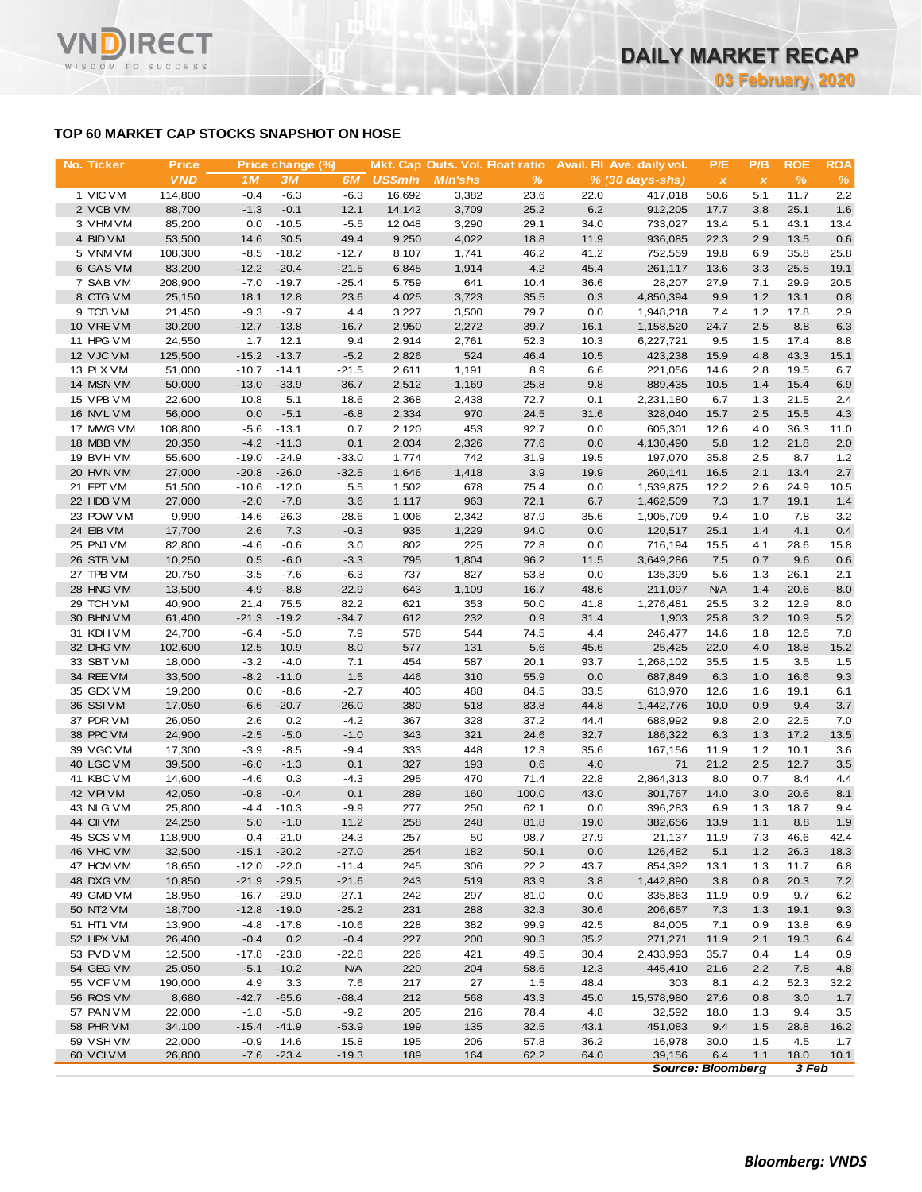## TOP 60 MARKET CAP STOCKS SNAPSHOT ON HOSE

| No. | Ticker | Price | Price change (%) | | | Mkt. Cap | Outs. Vol. | Float ratio | Avail. FII | Ave. daily vol. | P/E | P/B | ROE | ROA |
|---|---|---|---|---|---|---|---|---|---|---|---|---|---|---|
| | | VND | 1M | 3M | 6M | US$mln | Mln'shs | % | % | (30 days-shs) | x | x | % | % |
| 1 | VIC VM | 114,800 | -0.4 | -6.3 | -6.3 | 16,692 | 3,382 | 23.6 | 22.0 | 417,018 | 50.6 | 5.1 | 11.7 | 2.2 |
| 2 | VCB VM | 88,700 | -1.3 | -0.1 | 12.1 | 14,142 | 3,709 | 25.2 | 6.2 | 912,205 | 17.7 | 3.8 | 25.1 | 1.6 |
| 3 | VHM VM | 85,200 | 0.0 | -10.5 | -5.5 | 12,048 | 3,290 | 29.1 | 34.0 | 733,027 | 13.4 | 5.1 | 43.1 | 13.4 |
| 4 | BID VM | 53,500 | 14.6 | 30.5 | 49.4 | 9,250 | 4,022 | 18.8 | 11.9 | 936,085 | 22.3 | 2.9 | 13.5 | 0.6 |
| 5 | VNM VM | 108,300 | -8.5 | -18.2 | -12.7 | 8,107 | 1,741 | 46.2 | 41.2 | 752,559 | 19.8 | 6.9 | 35.8 | 25.8 |
| 6 | GAS VM | 83,200 | -12.2 | -20.4 | -21.5 | 6,845 | 1,914 | 4.2 | 45.4 | 261,117 | 13.6 | 3.3 | 25.5 | 19.1 |
| 7 | SAB VM | 208,900 | -7.0 | -19.7 | -25.4 | 5,759 | 641 | 10.4 | 36.6 | 28,207 | 27.9 | 7.1 | 29.9 | 20.5 |
| 8 | CTG VM | 25,150 | 18.1 | 12.8 | 23.6 | 4,025 | 3,723 | 35.5 | 0.3 | 4,850,394 | 9.9 | 1.2 | 13.1 | 0.8 |
| 9 | TCB VM | 21,450 | -9.3 | -9.7 | 4.4 | 3,227 | 3,500 | 79.7 | 0.0 | 1,948,218 | 7.4 | 1.2 | 17.8 | 2.9 |
| 10 | VRE VM | 30,200 | -12.7 | -13.8 | -16.7 | 2,950 | 2,272 | 39.7 | 16.1 | 1,158,520 | 24.7 | 2.5 | 8.8 | 6.3 |
| 11 | HPG VM | 24,550 | 1.7 | 12.1 | 9.4 | 2,914 | 2,761 | 52.3 | 10.3 | 6,227,721 | 9.5 | 1.5 | 17.4 | 8.8 |
| 12 | VJC VM | 125,500 | -15.2 | -13.7 | -5.2 | 2,826 | 524 | 46.4 | 10.5 | 423,238 | 15.9 | 4.8 | 43.3 | 15.1 |
| 13 | PLX VM | 51,000 | -10.7 | -14.1 | -21.5 | 2,611 | 1,191 | 8.9 | 6.6 | 221,056 | 14.6 | 2.8 | 19.5 | 6.7 |
| 14 | MSN VM | 50,000 | -13.0 | -33.9 | -36.7 | 2,512 | 1,169 | 25.8 | 9.8 | 889,435 | 10.5 | 1.4 | 15.4 | 6.9 |
| 15 | VPB VM | 22,600 | 10.8 | 5.1 | 18.6 | 2,368 | 2,438 | 72.7 | 0.1 | 2,231,180 | 6.7 | 1.3 | 21.5 | 2.4 |
| 16 | NVL VM | 56,000 | 0.0 | -5.1 | -6.8 | 2,334 | 970 | 24.5 | 31.6 | 328,040 | 15.7 | 2.5 | 15.5 | 4.3 |
| 17 | MWG VM | 108,800 | -5.6 | -13.1 | 0.7 | 2,120 | 453 | 92.7 | 0.0 | 605,301 | 12.6 | 4.0 | 36.3 | 11.0 |
| 18 | MBB VM | 20,350 | -4.2 | -11.3 | 0.1 | 2,034 | 2,326 | 77.6 | 0.0 | 4,130,490 | 5.8 | 1.2 | 21.8 | 2.0 |
| 19 | BVH VM | 55,600 | -19.0 | -24.9 | -33.0 | 1,774 | 742 | 31.9 | 19.5 | 197,070 | 35.8 | 2.5 | 8.7 | 1.2 |
| 20 | HVN VM | 27,000 | -20.8 | -26.0 | -32.5 | 1,646 | 1,418 | 3.9 | 19.9 | 260,141 | 16.5 | 2.1 | 13.4 | 2.7 |
| 21 | FPT VM | 51,500 | -10.6 | -12.0 | 5.5 | 1,502 | 678 | 75.4 | 0.0 | 1,539,875 | 12.2 | 2.6 | 24.9 | 10.5 |
| 22 | HDB VM | 27,000 | -2.0 | -7.8 | 3.6 | 1,117 | 963 | 72.1 | 6.7 | 1,462,509 | 7.3 | 1.7 | 19.1 | 1.4 |
| 23 | POW VM | 9,990 | -14.6 | -26.3 | -28.6 | 1,006 | 2,342 | 87.9 | 35.6 | 1,905,709 | 9.4 | 1.0 | 7.8 | 3.2 |
| 24 | EIB VM | 17,700 | 2.6 | 7.3 | -0.3 | 935 | 1,229 | 94.0 | 0.0 | 120,517 | 25.1 | 1.4 | 4.1 | 0.4 |
| 25 | PNJ VM | 82,800 | -4.6 | -0.6 | 3.0 | 802 | 225 | 72.8 | 0.0 | 716,194 | 15.5 | 4.1 | 28.6 | 15.8 |
| 26 | STB VM | 10,250 | 0.5 | -6.0 | -3.3 | 795 | 1,804 | 96.2 | 11.5 | 3,649,286 | 7.5 | 0.7 | 9.6 | 0.6 |
| 27 | TPB VM | 20,750 | -3.5 | -7.6 | -6.3 | 737 | 827 | 53.8 | 0.0 | 135,399 | 5.6 | 1.3 | 26.1 | 2.1 |
| 28 | HNG VM | 13,500 | -4.9 | -8.8 | -22.9 | 643 | 1,109 | 16.7 | 48.6 | 211,097 | N/A | 1.4 | -20.6 | -8.0 |
| 29 | TCH VM | 40,900 | 21.4 | 75.5 | 82.2 | 621 | 353 | 50.0 | 41.8 | 1,276,481 | 25.5 | 3.2 | 12.9 | 8.0 |
| 30 | BHN VM | 61,400 | -21.3 | -19.2 | -34.7 | 612 | 232 | 0.9 | 31.4 | 1,903 | 25.8 | 3.2 | 10.9 | 5.2 |
| 31 | KDH VM | 24,700 | -6.4 | -5.0 | 7.9 | 578 | 544 | 74.5 | 4.4 | 246,477 | 14.6 | 1.8 | 12.6 | 7.8 |
| 32 | DHG VM | 102,600 | 12.5 | 10.9 | 8.0 | 577 | 131 | 5.6 | 45.6 | 25,425 | 22.0 | 4.0 | 18.8 | 15.2 |
| 33 | SBT VM | 18,000 | -3.2 | -4.0 | 7.1 | 454 | 587 | 20.1 | 93.7 | 1,268,102 | 35.5 | 1.5 | 3.5 | 1.5 |
| 34 | REE VM | 33,500 | -8.2 | -11.0 | 1.5 | 446 | 310 | 55.9 | 0.0 | 687,849 | 6.3 | 1.0 | 16.6 | 9.3 |
| 35 | GEX VM | 19,200 | 0.0 | -8.6 | -2.7 | 403 | 488 | 84.5 | 33.5 | 613,970 | 12.6 | 1.6 | 19.1 | 6.1 |
| 36 | SSI VM | 17,050 | -6.6 | -20.7 | -26.0 | 380 | 518 | 83.8 | 44.8 | 1,442,776 | 10.0 | 0.9 | 9.4 | 3.7 |
| 37 | PDR VM | 26,050 | 2.6 | 0.2 | -4.2 | 367 | 328 | 37.2 | 44.4 | 688,992 | 9.8 | 2.0 | 22.5 | 7.0 |
| 38 | PPC VM | 24,900 | -2.5 | -5.0 | -1.0 | 343 | 321 | 24.6 | 32.7 | 186,322 | 6.3 | 1.3 | 17.2 | 13.5 |
| 39 | VGC VM | 17,300 | -3.9 | -8.5 | -9.4 | 333 | 448 | 12.3 | 35.6 | 167,156 | 11.9 | 1.2 | 10.1 | 3.6 |
| 40 | LGC VM | 39,500 | -6.0 | -1.3 | 0.1 | 327 | 193 | 0.6 | 4.0 | 71 | 21.2 | 2.5 | 12.7 | 3.5 |
| 41 | KBC VM | 14,600 | -4.6 | 0.3 | -4.3 | 295 | 470 | 71.4 | 22.8 | 2,864,313 | 8.0 | 0.7 | 8.4 | 4.4 |
| 42 | VPI VM | 42,050 | -0.8 | -0.4 | 0.1 | 289 | 160 | 100.0 | 43.0 | 301,767 | 14.0 | 3.0 | 20.6 | 8.1 |
| 43 | NLG VM | 25,800 | -4.4 | -10.3 | -9.9 | 277 | 250 | 62.1 | 0.0 | 396,283 | 6.9 | 1.3 | 18.7 | 9.4 |
| 44 | CII VM | 24,250 | 5.0 | -1.0 | 11.2 | 258 | 248 | 81.8 | 19.0 | 382,656 | 13.9 | 1.1 | 8.8 | 1.9 |
| 45 | SCS VM | 118,900 | -0.4 | -21.0 | -24.3 | 257 | 50 | 98.7 | 27.9 | 21,137 | 11.9 | 7.3 | 46.6 | 42.4 |
| 46 | VHC VM | 32,500 | -15.1 | -20.2 | -27.0 | 254 | 182 | 50.1 | 0.0 | 126,482 | 5.1 | 1.2 | 26.3 | 18.3 |
| 47 | HCM VM | 18,650 | -12.0 | -22.0 | -11.4 | 245 | 306 | 22.2 | 43.7 | 854,392 | 13.1 | 1.3 | 11.7 | 6.8 |
| 48 | DXG VM | 10,850 | -21.9 | -29.5 | -21.6 | 243 | 519 | 83.9 | 3.8 | 1,442,890 | 3.8 | 0.8 | 20.3 | 7.2 |
| 49 | GMD VM | 18,950 | -16.7 | -29.0 | -27.1 | 242 | 297 | 81.0 | 0.0 | 335,863 | 11.9 | 0.9 | 9.7 | 6.2 |
| 50 | NT2 VM | 18,700 | -12.8 | -19.0 | -25.2 | 231 | 288 | 32.3 | 30.6 | 206,657 | 7.3 | 1.3 | 19.1 | 9.3 |
| 51 | HT1 VM | 13,900 | -4.8 | -17.8 | -10.6 | 228 | 382 | 99.9 | 42.5 | 84,005 | 7.1 | 0.9 | 13.8 | 6.9 |
| 52 | HPX VM | 26,400 | -0.4 | 0.2 | -0.4 | 227 | 200 | 90.3 | 35.2 | 271,271 | 11.9 | 2.1 | 19.3 | 6.4 |
| 53 | PVD VM | 12,500 | -17.8 | -23.8 | -22.8 | 226 | 421 | 49.5 | 30.4 | 2,433,993 | 35.7 | 0.4 | 1.4 | 0.9 |
| 54 | GEG VM | 25,050 | -5.1 | -10.2 | N/A | 220 | 204 | 58.6 | 12.3 | 445,410 | 21.6 | 2.2 | 7.8 | 4.8 |
| 55 | VCF VM | 190,000 | 4.9 | 3.3 | 7.6 | 217 | 27 | 1.5 | 48.4 | 303 | 8.1 | 4.2 | 52.3 | 32.2 |
| 56 | ROS VM | 8,680 | -42.7 | -65.6 | -68.4 | 212 | 568 | 43.3 | 45.0 | 15,578,980 | 27.6 | 0.8 | 3.0 | 1.7 |
| 57 | PAN VM | 22,000 | -1.8 | -5.8 | -9.2 | 205 | 216 | 78.4 | 4.8 | 32,592 | 18.0 | 1.3 | 9.4 | 3.5 |
| 58 | PHR VM | 34,100 | -15.4 | -41.9 | -53.9 | 199 | 135 | 32.5 | 43.1 | 451,083 | 9.4 | 1.5 | 28.8 | 16.2 |
| 59 | VSH VM | 22,000 | -0.9 | 14.6 | 15.8 | 195 | 206 | 57.8 | 36.2 | 16,978 | 30.0 | 1.5 | 4.5 | 1.7 |
| 60 | VCI VM | 26,800 | -7.6 | -23.4 | -19.3 | 189 | 164 | 62.2 | 64.0 | 39,156 | 6.4 | 1.1 | 18.0 | 10.1 |

*Source: Bloomberg* *3 Feb*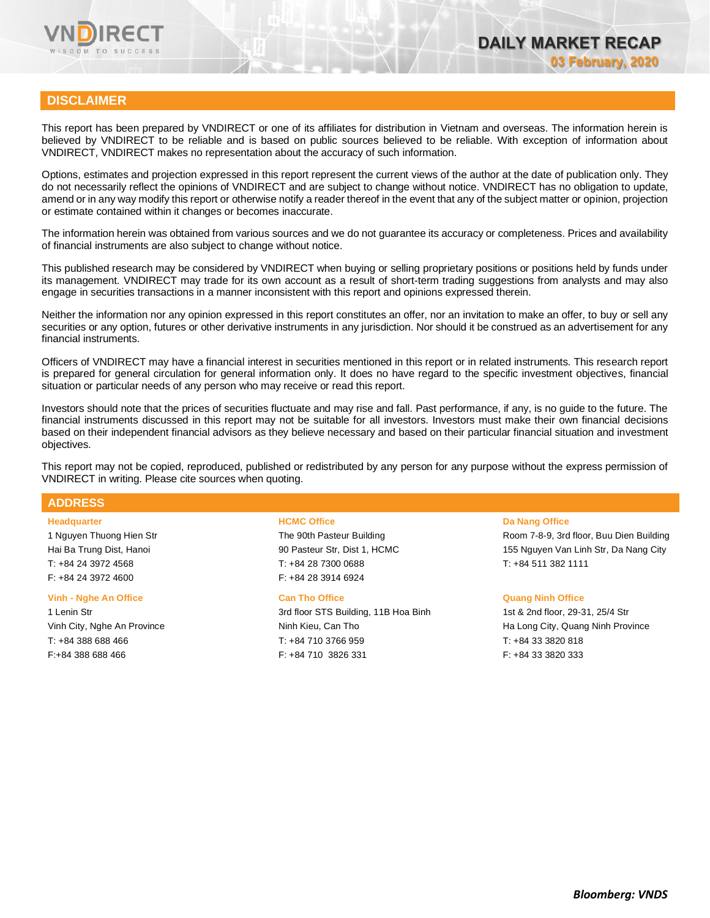## DISCLAIMER

This report has been prepared by VNDIRECT or one of its affiliates for distribution in Vietnam and overseas. The information herein is believed by VNDIRECT to be reliable and is based on public sources believed to be reliable. With exception of information about VNDIRECT, VNDIRECT makes no representation about the accuracy of such information.

Options, estimates and projection expressed in this report represent the current views of the author at the date of publication only. They do not necessarily reflect the opinions of VNDIRECT and are subject to change without notice. VNDIRECT has no obligation to update, amend or in any way modify this report or otherwise notify a reader thereof in the event that any of the subject matter or opinion, projection or estimate contained within it changes or becomes inaccurate.

The information herein was obtained from various sources and we do not guarantee its accuracy or completeness. Prices and availability of financial instruments are also subject to change without notice.

This published research may be considered by VNDIRECT when buying or selling proprietary positions or positions held by funds under its management. VNDIRECT may trade for its own account as a result of short-term trading suggestions from analysts and may also engage in securities transactions in a manner inconsistent with this report and opinions expressed therein.

Neither the information nor any opinion expressed in this report constitutes an offer, nor an invitation to make an offer, to buy or sell any securities or any option, futures or other derivative instruments in any jurisdiction. Nor should it be construed as an advertisement for any financial instruments.

Officers of VNDIRECT may have a financial interest in securities mentioned in this report or in related instruments. This research report is prepared for general circulation for general information only. It does no have regard to the specific investment objectives, financial situation or particular needs of any person who may receive or read this report.

Investors should note that the prices of securities fluctuate and may rise and fall. Past performance, if any, is no guide to the future. The financial instruments discussed in this report may not be suitable for all investors. Investors must make their own financial decisions based on their independent financial advisors as they believe necessary and based on their particular financial situation and investment objectives.

This report may not be copied, reproduced, published or redistributed by any person for any purpose without the express permission of VNDIRECT in writing. Please cite sources when quoting.

## ADDRESS

**Headquarter**
1 Nguyen Thuong Hien Str
Hai Ba Trung Dist, Hanoi
T: +84 24 3972 4568
F: +84 24 3972 4600

**HCMC Office**
The 90th Pasteur Building
90 Pasteur Str, Dist 1, HCMC
T: +84 28 7300 0688
F: +84 28 3914 6924

**Da Nang Office**
Room 7-8-9, 3rd floor, Buu Dien Building
155 Nguyen Van Linh Str, Da Nang City
T: +84 511 382 1111

**Vinh - Nghe An Office**
1 Lenin Str
Vinh City, Nghe An Province
T: +84 388 688 466
F:+84 388 688 466

**Can Tho Office**
3rd floor STS Building, 11B Hoa Binh
Ninh Kieu, Can Tho
T: +84 710 3766 959
F: +84 710 3826 331

**Quang Ninh Office**
1st & 2nd floor, 29-31, 25/4 Str
Ha Long City, Quang Ninh Province
T: +84 33 3820 818
F: +84 33 3820 333

***Bloomberg: VNDS***